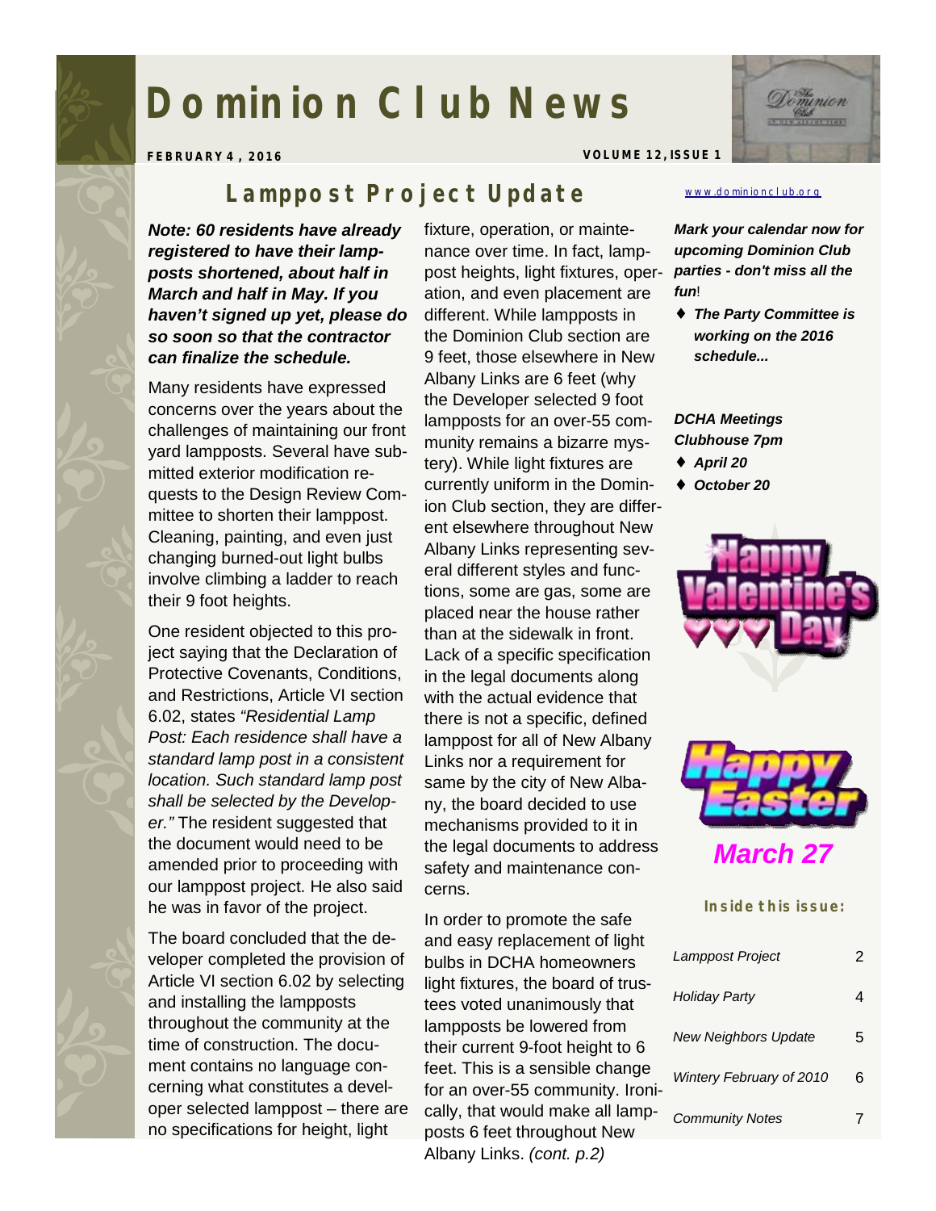# Dominion Club News

**FEBRUARY 4, 2016** **VOLUME 12, ISSUE 1**

## Lamppost Project Update

***Note: 60 residents have already registered to have their lampposts shortened, about half in March and half in May. If you haven't signed up yet, please do so soon so that the contractor can finalize the schedule.***

Many residents have expressed concerns over the years about the challenges of maintaining our front yard lampposts. Several have submitted exterior modification requests to the Design Review Committee to shorten their lamppost. Cleaning, painting, and even just changing burned-out light bulbs involve climbing a ladder to reach their 9 foot heights.

One resident objected to this project saying that the Declaration of Protective Covenants, Conditions, and Restrictions, Article VI section 6.02, states *"Residential Lamp Post: Each residence shall have a standard lamp post in a consistent location. Such standard lamp post shall be selected by the Developer."* The resident suggested that the document would need to be amended prior to proceeding with our lamppost project. He also said he was in favor of the project.

The board concluded that the developer completed the provision of Article VI section 6.02 by selecting and installing the lampposts throughout the community at the time of construction. The document contains no language concerning what constitutes a developer selected lamppost – there are no specifications for height, light fixture, operation, or maintenance over time. In fact, lamppost heights, light fixtures, operation, and even placement are different. While lampposts in the Dominion Club section are 9 feet, those elsewhere in New Albany Links are 6 feet (why the Developer selected 9 foot lampposts for an over-55 community remains a bizarre mystery). While light fixtures are currently uniform in the Dominion Club section, they are different elsewhere throughout New Albany Links representing several different styles and functions, some are gas, some are placed near the house rather than at the sidewalk in front. Lack of a specific specification in the legal documents along with the actual evidence that there is not a specific, defined lamppost for all of New Albany Links nor a requirement for same by the city of New Albany, the board decided to use mechanisms provided to it in the legal documents to address safety and maintenance concerns.

In order to promote the safe and easy replacement of light bulbs in DCHA homeowners light fixtures, the board of trustees voted unanimously that lampposts be lowered from their current 9-foot height to 6 feet. This is a sensible change for an over-55 community. Ironically, that would make all lampposts 6 feet throughout New Albany Links. *(cont. p.2)*

www.dominionclub.org

***Mark your calendar now for upcoming Dominion Club parties - don't miss all the fun!***

- ***The Party Committee is working on the 2016 schedule...***

***DCHA Meetings Clubhouse 7pm***

- ***April 20***
- ***October 20***

Happy Valentine's Day

Happy Easter

***March 27***

**Inside this issue:**

| | |
|---|---|
| *Lamppost Project* | 2 |
| *Holiday Party* | 4 |
| *New Neighbors Update* | 5 |
| *Wintery February of 2010* | 6 |
| *Community Notes* | 7 |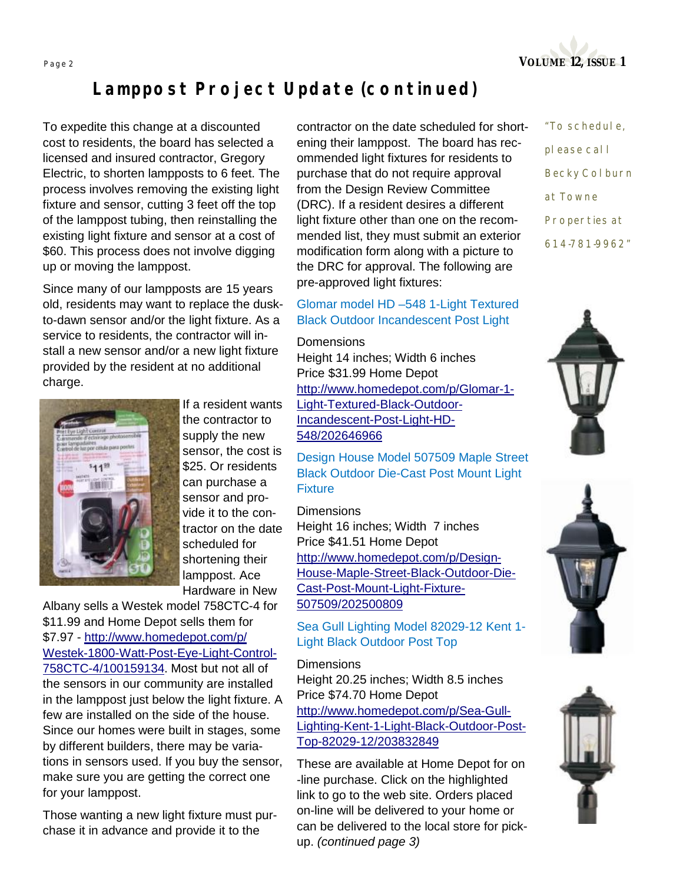# Lamppost Project Update (continued)

To expedite this change at a discounted cost to residents, the board has selected a licensed and insured contractor, Gregory Electric, to shorten lampposts to 6 feet. The process involves removing the existing light fixture and sensor, cutting 3 feet off the top of the lamppost tubing, then reinstalling the existing light fixture and sensor at a cost of $60. This process does not involve digging up or moving the lamppost.

Since many of our lampposts are 15 years old, residents may want to replace the dusk-to-dawn sensor and/or the light fixture. As a service to residents, the contractor will install a new sensor and/or a new light fixture provided by the resident at no additional charge.

If a resident wants the contractor to supply the new sensor, the cost is $25. Or residents can purchase a sensor and provide it to the contractor on the date scheduled for shortening their lamppost. Ace Hardware in New Albany sells a Westek model 758CTC-4 for $11.99 and Home Depot sells them for $7.97 - http://www.homedepot.com/p/Westek-1800-Watt-Post-Eye-Light-Control-758CTC-4/100159134. Most but not all of the sensors in our community are installed in the lamppost just below the light fixture. A few are installed on the side of the house. Since our homes were built in stages, some by different builders, there may be variations in sensors used. If you buy the sensor, make sure you are getting the correct one for your lamppost.

Those wanting a new light fixture must purchase it in advance and provide it to the contractor on the date scheduled for shortening their lamppost. The board has recommended light fixtures for residents to purchase that do not require approval from the Design Review Committee (DRC). If a resident desires a different light fixture other than one on the recommended list, they must submit an exterior modification form along with a picture to the DRC for approval. The following are pre-approved light fixtures:

Glomar model HD –548 1-Light Textured Black Outdoor Incandescent Post Light

Domensions
Height 14 inches; Width 6 inches
Price $31.99 Home Depot
http://www.homedepot.com/p/Glomar-1-Light-Textured-Black-Outdoor-Incandescent-Post-Light-HD-548/202646966

Design House Model 507509 Maple Street Black Outdoor Die-Cast Post Mount Light Fixture

Dimensions
Height 16 inches; Width 7 inches
Price $41.51 Home Depot
http://www.homedepot.com/p/Design-House-Maple-Street-Black-Outdoor-Die-Cast-Post-Mount-Light-Fixture-507509/202500809

Sea Gull Lighting Model 82029-12 Kent 1-Light Black Outdoor Post Top

Dimensions
Height 20.25 inches; Width 8.5 inches
Price $74.70 Home Depot
http://www.homedepot.com/p/Sea-Gull-Lighting-Kent-1-Light-Black-Outdoor-Post-Top-82029-12/203832849

These are available at Home Depot for on-line purchase. Click on the highlighted link to go to the web site. Orders placed on-line will be delivered to your home or can be delivered to the local store for pick-up. *(continued page 3)*

*"To schedule, please call Becky Colburn at Towne Properties at 614-781-9962"*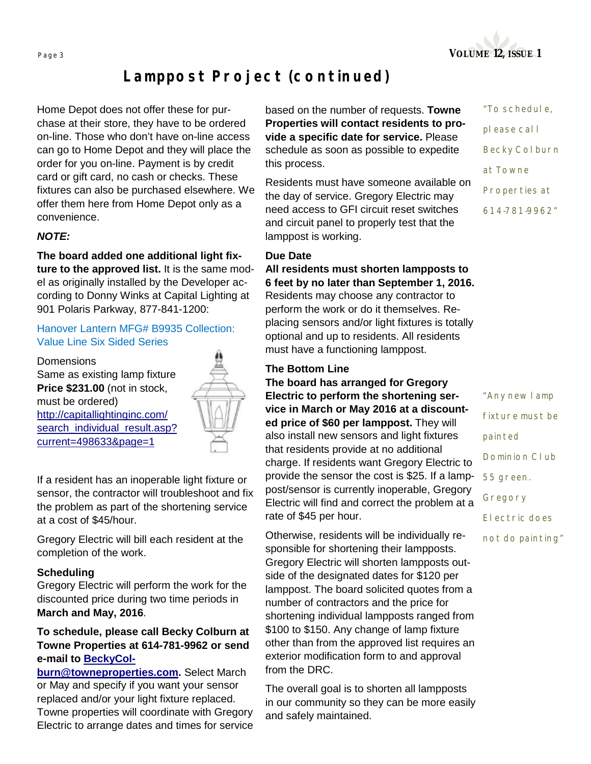# Lamppost Project (continued)

Home Depot does not offer these for purchase at their store, they have to be ordered on-line. Those who don't have on-line access can go to Home Depot and they will place the order for you on-line. Payment is by credit card or gift card, no cash or checks. These fixtures can also be purchased elsewhere. We offer them here from Home Depot only as a convenience.

***NOTE:***

**The board added one additional light fixture to the approved list.** It is the same model as originally installed by the Developer according to Donny Winks at Capital Lighting at 901 Polaris Parkway, 877-841-1200:

Hanover Lantern MFG# B9935 Collection: Value Line Six Sided Series

Domensions
Same as existing lamp fixture
**Price $231.00** (not in stock, must be ordered)
http://capitallightinginc.com/search_individual_result.asp?current=498633&page=1

If a resident has an inoperable light fixture or sensor, the contractor will troubleshoot and fix the problem as part of the shortening service at a cost of $45/hour.

Gregory Electric will bill each resident at the completion of the work.

**Scheduling**
Gregory Electric will perform the work for the discounted price during two time periods in **March and May, 2016**.

**To schedule, please call Becky Colburn at Towne Properties at 614-781-9962 or send e-mail to BeckyColburn@towneproperties.com.** Select March or May and specify if you want your sensor replaced and/or your light fixture replaced. Towne properties will coordinate with Gregory Electric to arrange dates and times for service based on the number of requests. **Towne Properties will contact residents to provide a specific date for service.** Please schedule as soon as possible to expedite this process.

Residents must have someone available on the day of service. Gregory Electric may need access to GFI circuit reset switches and circuit panel to properly test that the lamppost is working.

**Due Date**
**All residents must shorten lampposts to 6 feet by no later than September 1, 2016.** Residents may choose any contractor to perform the work or do it themselves. Replacing sensors and/or light fixtures is totally optional and up to residents. All residents must have a functioning lamppost.

**The Bottom Line**
**The board has arranged for Gregory Electric to perform the shortening service in March or May 2016 at a discounted price of $60 per lamppost.** They will also install new sensors and light fixtures that residents provide at no additional charge. If residents want Gregory Electric to provide the sensor the cost is $25. If a lamppost/sensor is currently inoperable, Gregory Electric will find and correct the problem at a rate of $45 per hour.

Otherwise, residents will be individually responsible for shortening their lampposts. Gregory Electric will shorten lampposts outside of the designated dates for $120 per lamppost. The board solicited quotes from a number of contractors and the price for shortening individual lampposts ranged from $100 to $150. Any change of lamp fixture other than from the approved list requires an exterior modification form to and approval from the DRC.

The overall goal is to shorten all lampposts in our community so they can be more easily and safely maintained.

"To schedule, please call Becky Colburn at Towne Properties at 614-781-9962"

"Any new lamp fixture must be painted Dominion Club 55 green. Gregory Electric does not do painting"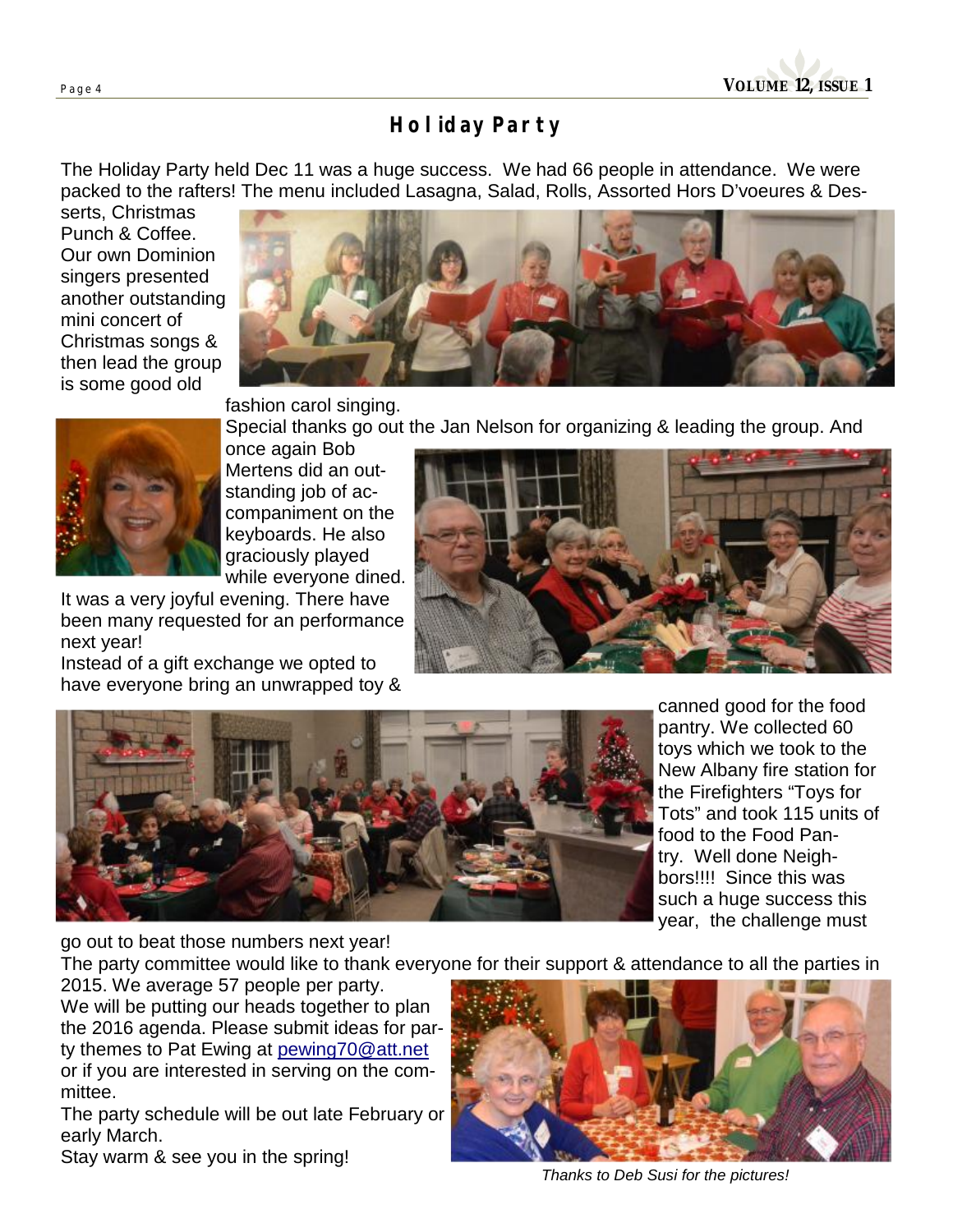# Holiday Party

The Holiday Party held Dec 11 was a huge success. We had 66 people in attendance. We were packed to the rafters! The menu included Lasagna, Salad, Rolls, Assorted Hors D'voeures & Desserts, Christmas Punch & Coffee. Our own Dominion singers presented another outstanding mini concert of Christmas songs & then lead the group is some good old fashion carol singing.

Special thanks go out the Jan Nelson for organizing & leading the group. And once again Bob Mertens did an outstanding job of accompaniment on the keyboards. He also graciously played while everyone dined.

It was a very joyful evening. There have been many requested for an performance next year!

Instead of a gift exchange we opted to have everyone bring an unwrapped toy & canned good for the food pantry. We collected 60 toys which we took to the New Albany fire station for the Firefighters "Toys for Tots" and took 115 units of food to the Food Pantry. Well done Neighbors!!!! Since this was such a huge success this year, the challenge must go out to beat those numbers next year!

The party committee would like to thank everyone for their support & attendance to all the parties in 2015. We average 57 people per party.

We will be putting our heads together to plan the 2016 agenda. Please submit ideas for party themes to Pat Ewing at pewing70@att.net or if you are interested in serving on the committee.

The party schedule will be out late February or early March.

Stay warm & see you in the spring!

*Thanks to Deb Susi for the pictures!*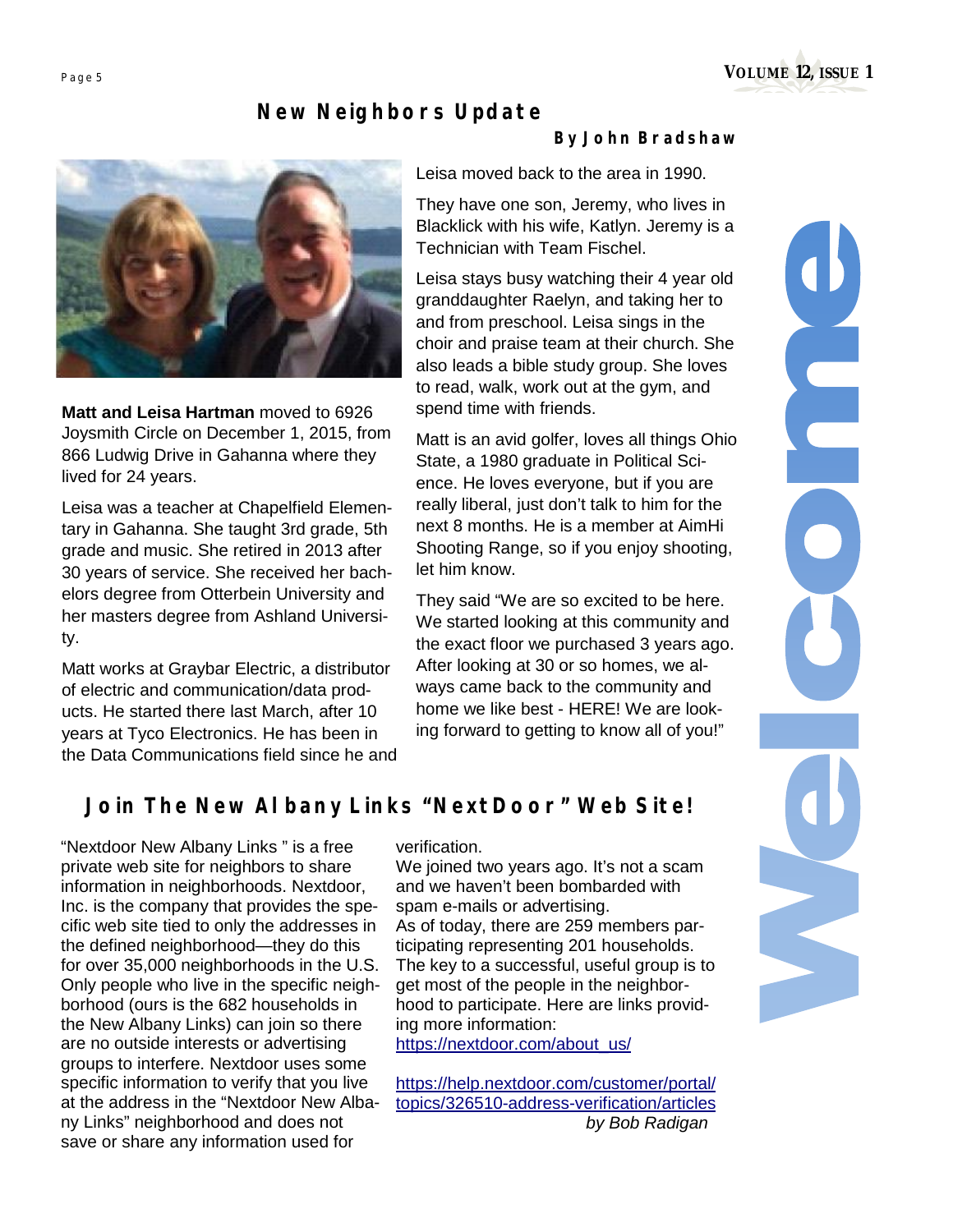## New Neighbors Update

**By John Bradshaw**

**Matt and Leisa Hartman** moved to 6926 Joysmith Circle on December 1, 2015, from 866 Ludwig Drive in Gahanna where they lived for 24 years.

Leisa was a teacher at Chapelfield Elementary in Gahanna. She taught 3rd grade, 5th grade and music. She retired in 2013 after 30 years of service. She received her bachelors degree from Otterbein University and her masters degree from Ashland University.

Matt works at Graybar Electric, a distributor of electric and communication/data products. He started there last March, after 10 years at Tyco Electronics. He has been in the Data Communications field since he and Leisa moved back to the area in 1990.

They have one son, Jeremy, who lives in Blacklick with his wife, Katlyn. Jeremy is a Technician with Team Fischel.

Leisa stays busy watching their 4 year old granddaughter Raelyn, and taking her to and from preschool. Leisa sings in the choir and praise team at their church. She also leads a bible study group. She loves to read, walk, work out at the gym, and spend time with friends.

Matt is an avid golfer, loves all things Ohio State, a 1980 graduate in Political Science. He loves everyone, but if you are really liberal, just don't talk to him for the next 8 months. He is a member at AimHi Shooting Range, so if you enjoy shooting, let him know.

They said "We are so excited to be here. We started looking at this community and the exact floor we purchased 3 years ago. After looking at 30 or so homes, we always came back to the community and home we like best - HERE! We are looking forward to getting to know all of you!"

Welcome

## Join The New Albany Links "NextDoor" Web Site!

"Nextdoor New Albany Links " is a free private web site for neighbors to share information in neighborhoods. Nextdoor, Inc. is the company that provides the specific web site tied to only the addresses in the defined neighborhood—they do this for over 35,000 neighborhoods in the U.S. Only people who live in the specific neighborhood (ours is the 682 households in the New Albany Links) can join so there are no outside interests or advertising groups to interfere. Nextdoor uses some specific information to verify that you live at the address in the "Nextdoor New Albany Links" neighborhood and does not save or share any information used for verification.

We joined two years ago. It's not a scam and we haven't been bombarded with spam e-mails or advertising.

As of today, there are 259 members participating representing 201 households. The key to a successful, useful group is to get most of the people in the neighborhood to participate. Here are links providing more information:

https://nextdoor.com/about_us/

https://help.nextdoor.com/customer/portal/topics/326510-address-verification/articles

*by Bob Radigan*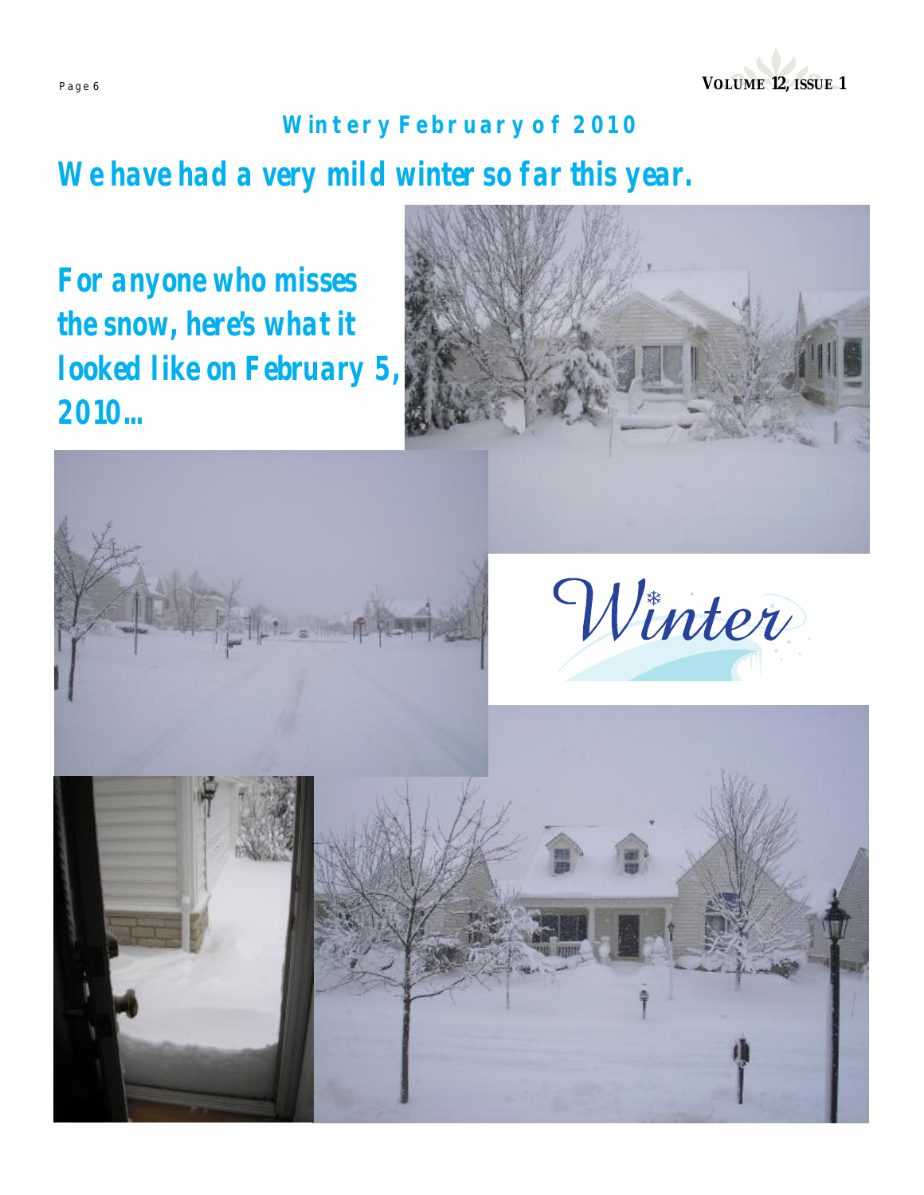## Wintery February of 2010

# We have had a very mild winter so far this year.

**For anyone who misses the snow, here's what it looked like on February 5, 2010...**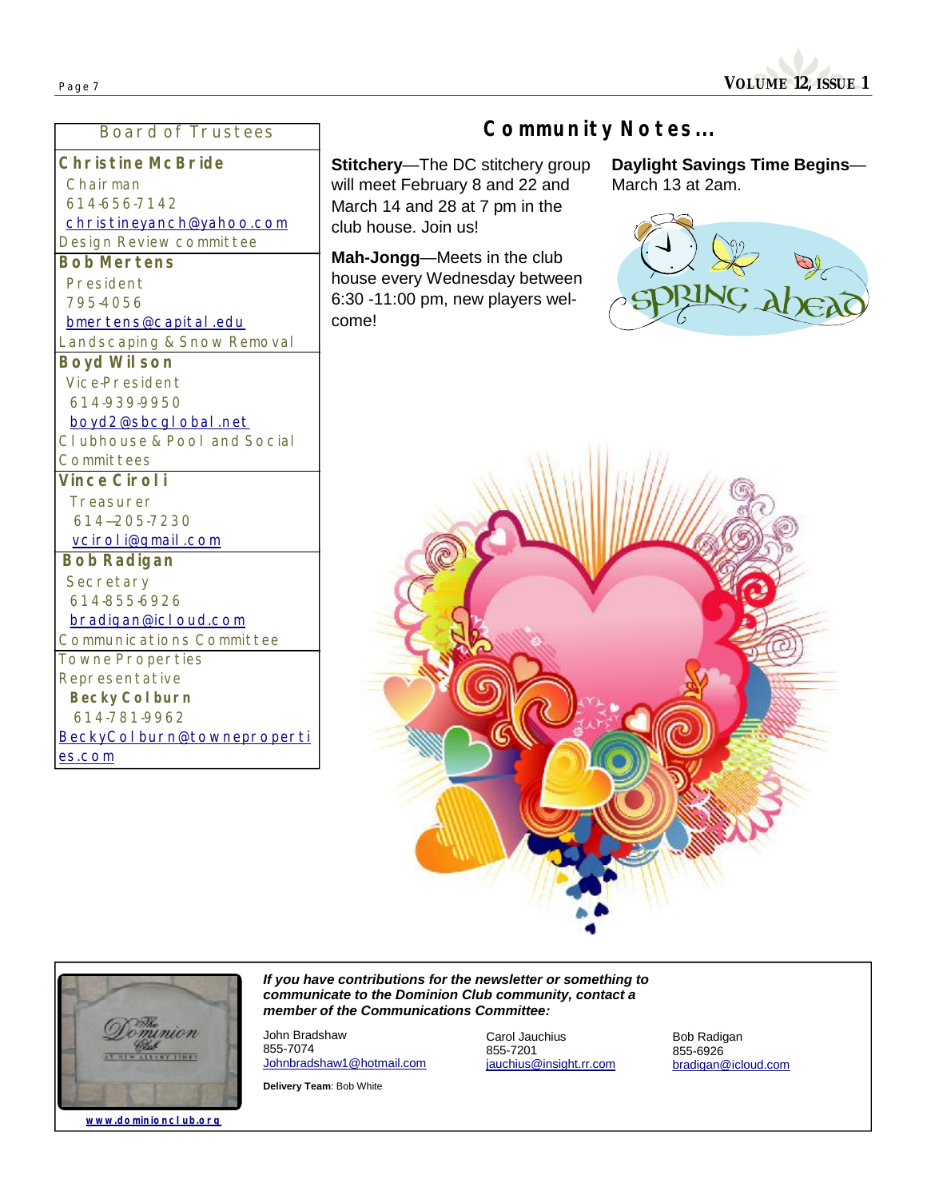## Board of Trustees

**Christine McBride**
Chairman
614-656-7142
christineyanch@yahoo.com
Design Review committee

**Bob Mertens**
President
795-4056
bmertens@capital.edu
Landscaping & Snow Removal

**Boyd Wilson**
Vice-President
614-939-9950
boyd2@sbcglobal.net
Clubhouse & Pool and Social Committees

**Vince Ciroli**
Treasurer
614–205-7230
vciroli@gmail.com

**Bob Radigan**
Secretary
614-855-6926
bradigan@icloud.com
Communications Committee

Towne Properties Representative
**Becky Colburn**
614-781-9962
BeckyColburn@towneproperties.com

## Community Notes...

**Stitchery**—The DC stitchery group will meet February 8 and 22 and March 14 and 28 at 7 pm in the club house. Join us!

**Mah-Jongg**—Meets in the club house every Wednesday between 6:30 -11:00 pm, new players welcome!

**Daylight Savings Time Begins**—March 13 at 2am.

SPRING ahead

---

***If you have contributions for the newsletter or something to communicate to the Dominion Club community, contact a member of the Communications Committee:***

John Bradshaw
855-7074
Johnbradshaw1@hotmail.com

Carol Jauchius
855-7201
jauchius@insight.rr.com

Bob Radigan
855-6926
bradigan@icloud.com

**Delivery Team**: Bob White

**www.dominionclub.org**